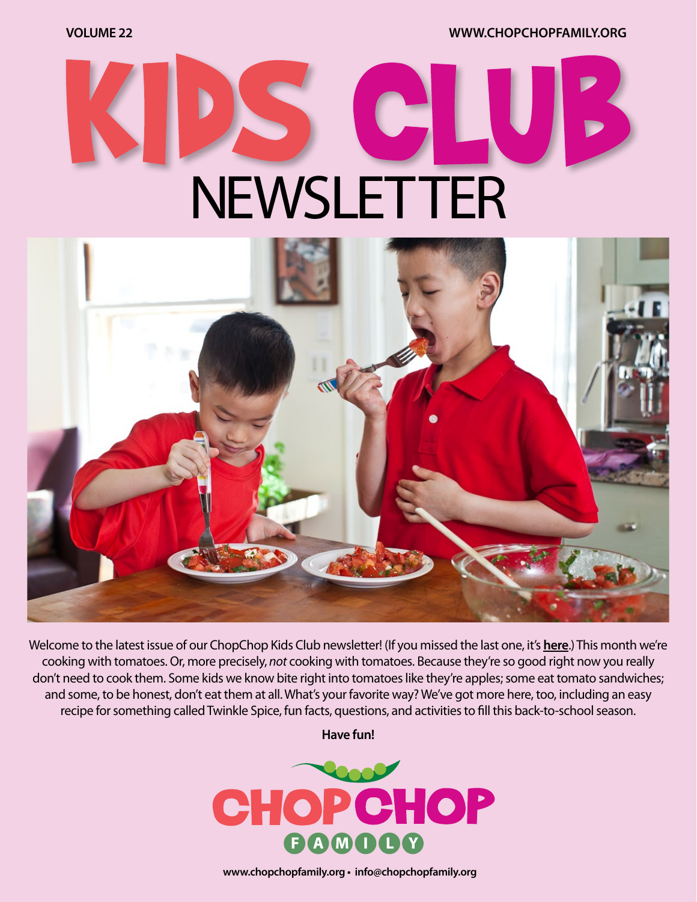VOLUME 22 WWW.CHOPCHOPFAMILY.ORG

# KIDS CLUB NEWSLETTER

Welcome to the latest issue of our ChopChop Kids Club newsletter! (If you missed the last one, it's **here**.) This month we're cooking with tomatoes. Or, more precisely, *not* cooking with tomatoes. Because they're so good right now you really don't need to cook them. Some kids we know bite right into tomatoes like they're apples; some eat tomato sandwiches; and some, to be honest, don't eat them at all. What's your favorite way? We've got more here, too, including an easy recipe for something called Twinkle Spice, fun facts, questions, and activities to fill this back-to-school season.

**Have fun!**

CHOPCHOP FAMILY

**www.chopchopfamily.org • info@chopchopfamily.org**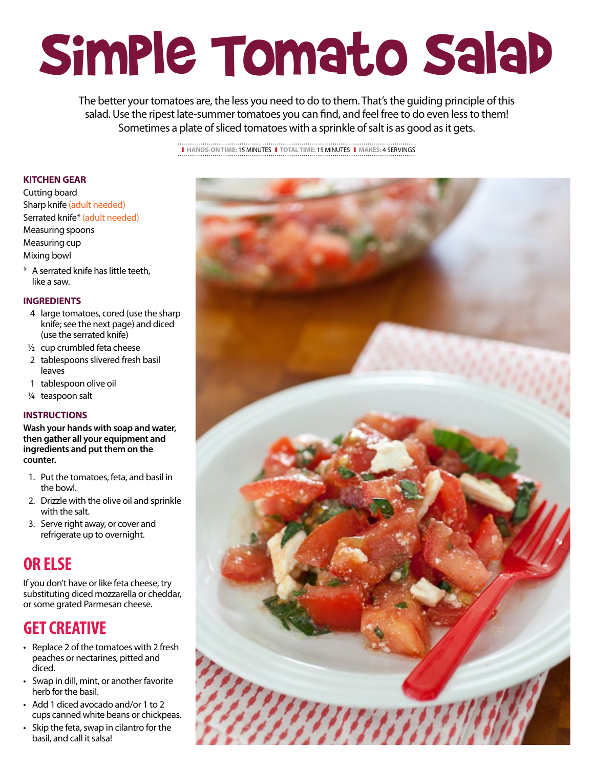# Simple Tomato Salad

The better your tomatoes are, the less you need to do to them. That's the guiding principle of this salad. Use the ripest late-summer tomatoes you can find, and feel free to do even less to them! Sometimes a plate of sliced tomatoes with a sprinkle of salt is as good as it gets.

**HANDS-ON TIME:** 15 MINUTES | **TOTAL TIME:** 15 MINUTES | **MAKES:** 4 SERVINGS

## KITCHEN GEAR

Cutting board
Sharp knife (adult needed)
Serrated knife* (adult needed)
Measuring spoons
Measuring cup
Mixing bowl

* A serrated knife has little teeth, like a saw.

## INGREDIENTS

- 4 large tomatoes, cored (use the sharp knife; see the next page) and diced (use the serrated knife)
- ½ cup crumbled feta cheese
- 2 tablespoons slivered fresh basil leaves
- 1 tablespoon olive oil
- ¼ teaspoon salt

## INSTRUCTIONS

**Wash your hands with soap and water, then gather all your equipment and ingredients and put them on the counter.**

1. Put the tomatoes, feta, and basil in the bowl.
2. Drizzle with the olive oil and sprinkle with the salt.
3. Serve right away, or cover and refrigerate up to overnight.

## OR ELSE

If you don't have or like feta cheese, try substituting diced mozzarella or cheddar, or some grated Parmesan cheese.

## GET CREATIVE

- Replace 2 of the tomatoes with 2 fresh peaches or nectarines, pitted and diced.
- Swap in dill, mint, or another favorite herb for the basil.
- Add 1 diced avocado and/or 1 to 2 cups canned white beans or chickpeas.
- Skip the feta, swap in cilantro for the basil, and call it salsa!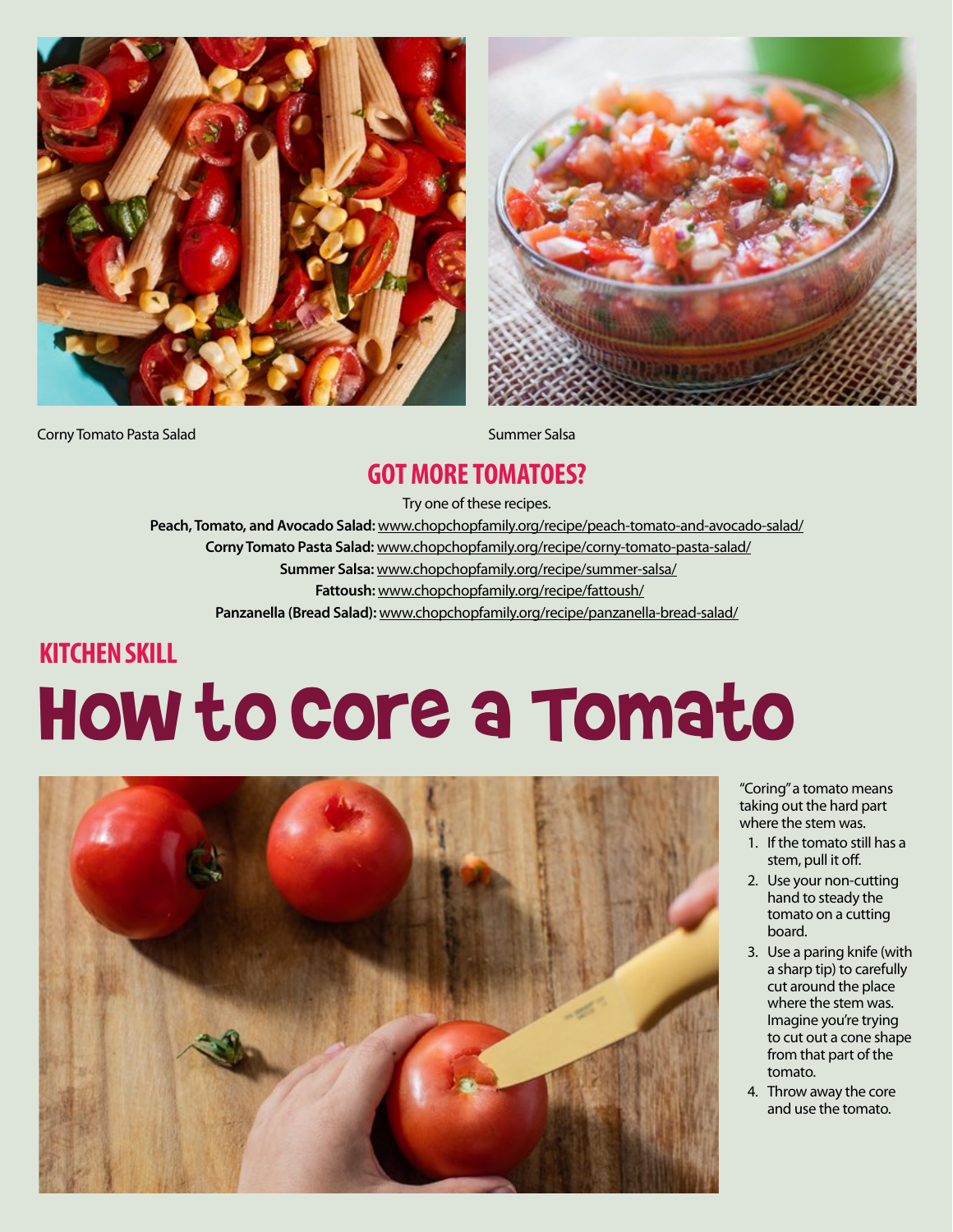Corny Tomato Pasta Salad

Summer Salsa

## GOT MORE TOMATOES?

Try one of these recipes.

**Peach, Tomato, and Avocado Salad:** www.chopchopfamily.org/recipe/peach-tomato-and-avocado-salad/
**Corny Tomato Pasta Salad:** www.chopchopfamily.org/recipe/corny-tomato-pasta-salad/
**Summer Salsa:** www.chopchopfamily.org/recipe/summer-salsa/
**Fattoush:** www.chopchopfamily.org/recipe/fattoush/
**Panzanella (Bread Salad):** www.chopchopfamily.org/recipe/panzanella-bread-salad/

## KITCHEN SKILL

# How to Core a Tomato

"Coring" a tomato means taking out the hard part where the stem was.

1. If the tomato still has a stem, pull it off.
2. Use your non-cutting hand to steady the tomato on a cutting board.
3. Use a paring knife (with a sharp tip) to carefully cut around the place where the stem was. Imagine you're trying to cut out a cone shape from that part of the tomato.
4. Throw away the core and use the tomato.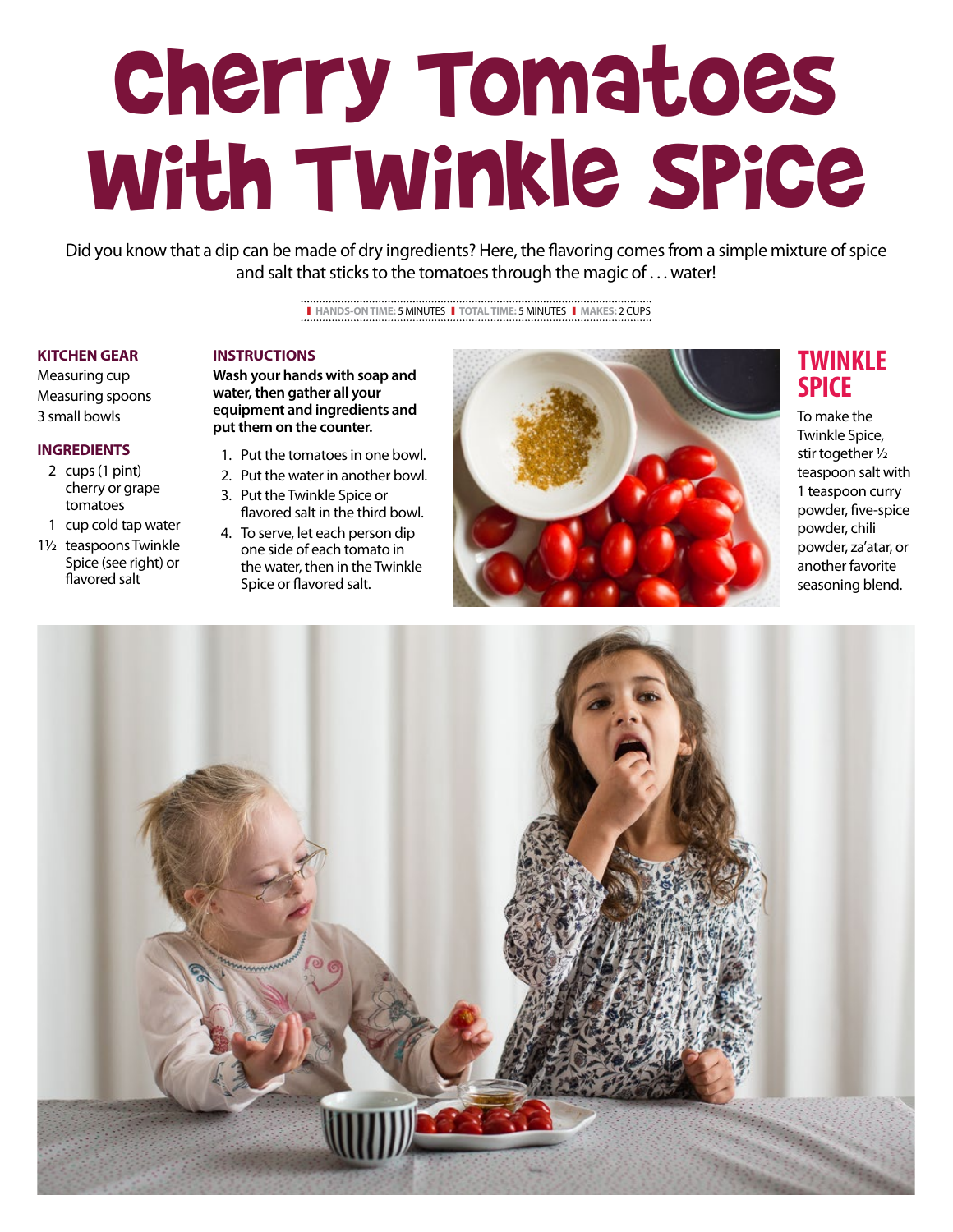# Cherry Tomatoes with Twinkle Spice

Did you know that a dip can be made of dry ingredients? Here, the flavoring comes from a simple mixture of spice and salt that sticks to the tomatoes through the magic of . . . water!

**HANDS-ON TIME:** 5 MINUTES | **TOTAL TIME:** 5 MINUTES | **MAKES:** 2 CUPS

## KITCHEN GEAR

Measuring cup
Measuring spoons
3 small bowls

## INGREDIENTS

- 2 cups (1 pint) cherry or grape tomatoes
- 1 cup cold tap water
- 1½ teaspoons Twinkle Spice (see right) or flavored salt

## INSTRUCTIONS

**Wash your hands with soap and water, then gather all your equipment and ingredients and put them on the counter.**

1. Put the tomatoes in one bowl.
2. Put the water in another bowl.
3. Put the Twinkle Spice or flavored salt in the third bowl.
4. To serve, let each person dip one side of each tomato in the water, then in the Twinkle Spice or flavored salt.

## TWINKLE SPICE

To make the Twinkle Spice, stir together ½ teaspoon salt with 1 teaspoon curry powder, five-spice powder, chili powder, za'atar, or another favorite seasoning blend.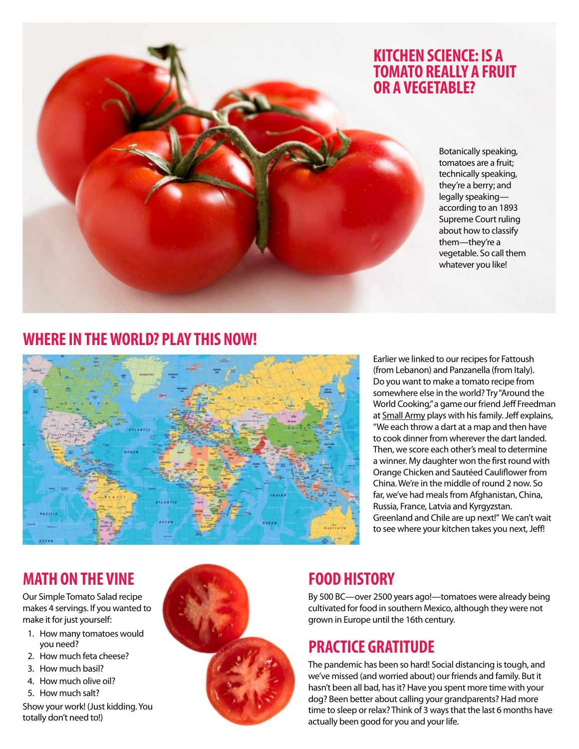## KITCHEN SCIENCE: IS A TOMATO REALLY A FRUIT OR A VEGETABLE?

Botanically speaking, tomatoes are a fruit; technically speaking, they're a berry; and legally speaking—according to an 1893 Supreme Court ruling about how to classify them—they're a vegetable. So call them whatever you like!

## WHERE IN THE WORLD? PLAY THIS NOW!

Earlier we linked to our recipes for Fattoush (from Lebanon) and Panzanella (from Italy). Do you want to make a tomato recipe from somewhere else in the world? Try "Around the World Cooking," a game our friend Jeff Freedman at Small Army plays with his family. Jeff explains, "We each throw a dart at a map and then have to cook dinner from wherever the dart landed. Then, we score each other's meal to determine a winner. My daughter won the first round with Orange Chicken and Sautéed Cauliflower from China. We're in the middle of round 2 now. So far, we've had meals from Afghanistan, China, Russia, France, Latvia and Kyrgyzstan. Greenland and Chile are up next!" We can't wait to see where your kitchen takes you next, Jeff!

## MATH ON THE VINE

Our Simple Tomato Salad recipe makes 4 servings. If you wanted to make it for just yourself:

1. How many tomatoes would you need?
2. How much feta cheese?
3. How much basil?
4. How much olive oil?
5. How much salt?

Show your work! (Just kidding. You totally don't need to!)

## FOOD HISTORY

By 500 BC—over 2500 years ago!—tomatoes were already being cultivated for food in southern Mexico, although they were not grown in Europe until the 16th century.

## PRACTICE GRATITUDE

The pandemic has been so hard! Social distancing is tough, and we've missed (and worried about) our friends and family. But it hasn't been all bad, has it? Have you spent more time with your dog? Been better about calling your grandparents? Had more time to sleep or relax? Think of 3 ways that the last 6 months have actually been good for you and your life.